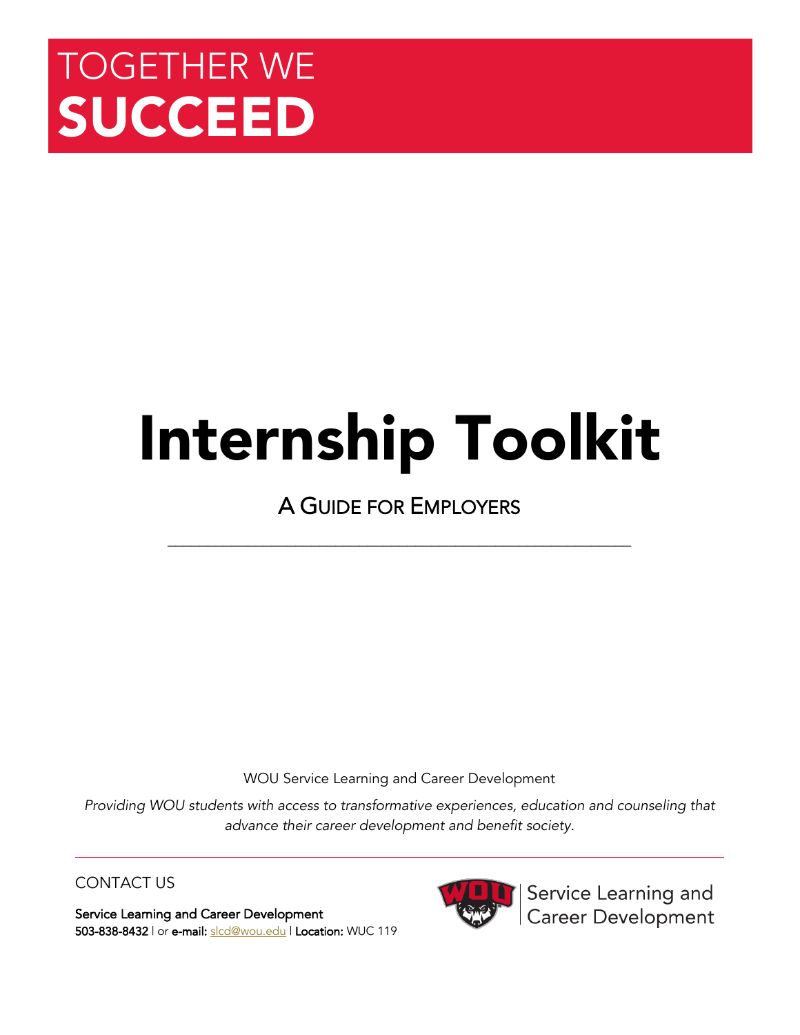TOGETHER WE
**SUCCEED**

# Internship Toolkit

## A Guide for Employers

---

WOU Service Learning and Career Development

*Providing WOU students with access to transformative experiences, education and counseling that advance their career development and benefit society.*

---

CONTACT US

**Service Learning and Career Development**
**503-838-8432** | or **e-mail:** slcd@wou.edu | **Location:** WUC 119

Service Learning and Career Development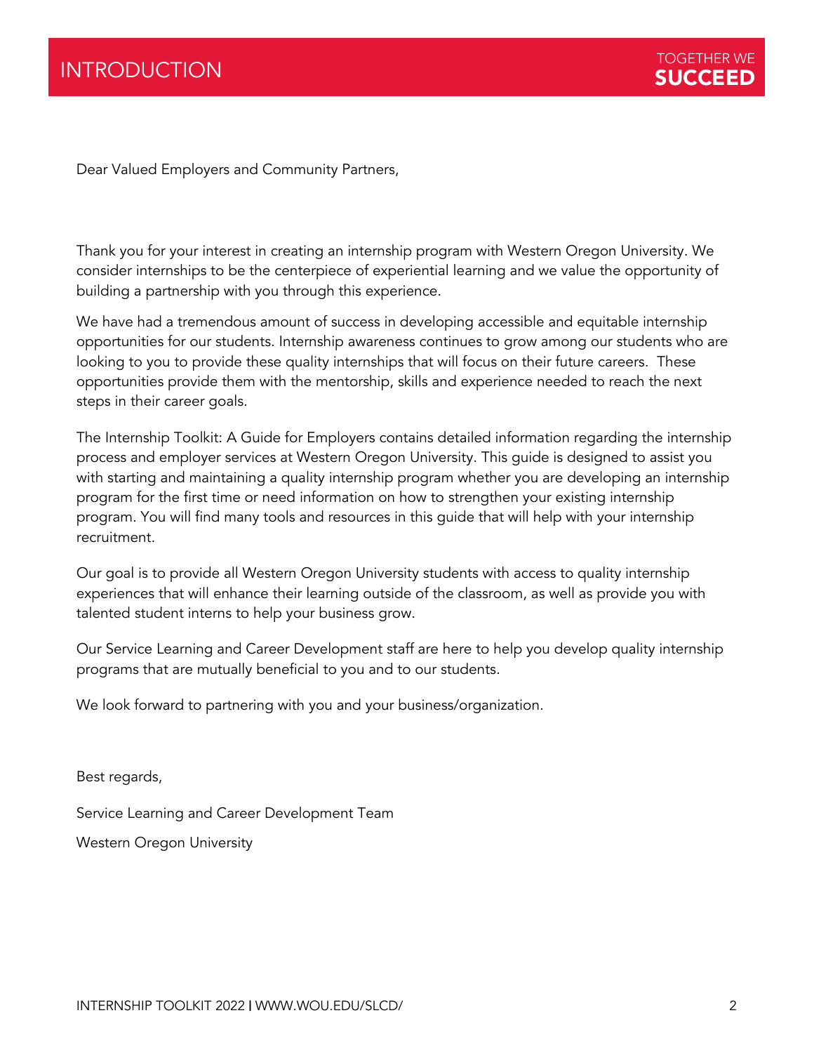# INTRODUCTION

TOGETHER WE **SUCCEED**

Dear Valued Employers and Community Partners,

Thank you for your interest in creating an internship program with Western Oregon University. We consider internships to be the centerpiece of experiential learning and we value the opportunity of building a partnership with you through this experience.

We have had a tremendous amount of success in developing accessible and equitable internship opportunities for our students. Internship awareness continues to grow among our students who are looking to you to provide these quality internships that will focus on their future careers. These opportunities provide them with the mentorship, skills and experience needed to reach the next steps in their career goals.

The Internship Toolkit: A Guide for Employers contains detailed information regarding the internship process and employer services at Western Oregon University. This guide is designed to assist you with starting and maintaining a quality internship program whether you are developing an internship program for the first time or need information on how to strengthen your existing internship program. You will find many tools and resources in this guide that will help with your internship recruitment.

Our goal is to provide all Western Oregon University students with access to quality internship experiences that will enhance their learning outside of the classroom, as well as provide you with talented student interns to help your business grow.

Our Service Learning and Career Development staff are here to help you develop quality internship programs that are mutually beneficial to you and to our students.

We look forward to partnering with you and your business/organization.

Best regards,

Service Learning and Career Development Team

Western Oregon University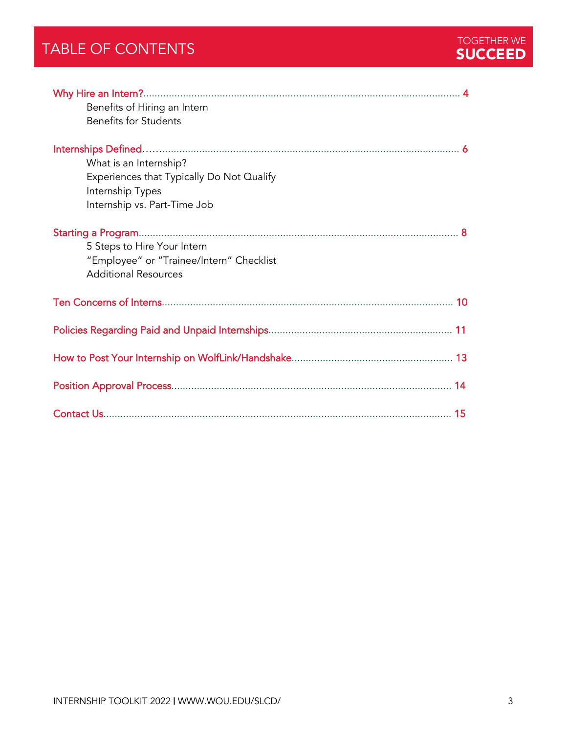# TABLE OF CONTENTS

TOGETHER WE **SUCCEED**

Why Hire an Intern? .......... 4
- Benefits of Hiring an Intern
- Benefits for Students

Internships Defined .......... 6
- What is an Internship?
- Experiences that Typically Do Not Qualify
- Internship Types
- Internship vs. Part-Time Job

Starting a Program .......... 8
- 5 Steps to Hire Your Intern
- "Employee" or "Trainee/Intern" Checklist
- Additional Resources

Ten Concerns of Interns .......... 10

Policies Regarding Paid and Unpaid Internships .......... 11

How to Post Your Internship on WolfLink/Handshake .......... 13

Position Approval Process .......... 14

Contact Us .......... 15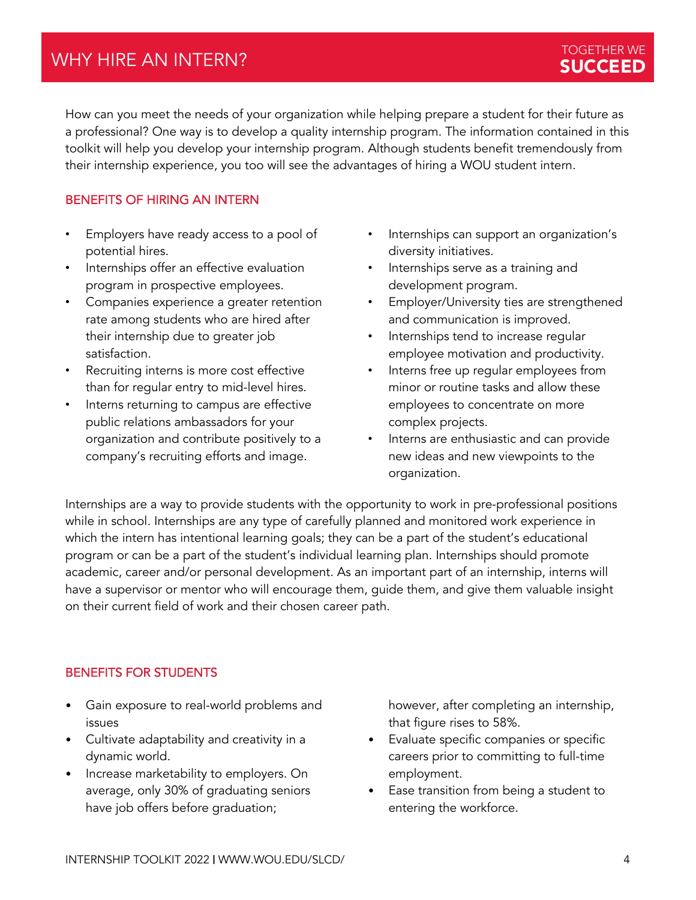# WHY HIRE AN INTERN?

TOGETHER WE **SUCCEED**

How can you meet the needs of your organization while helping prepare a student for their future as a professional? One way is to develop a quality internship program. The information contained in this toolkit will help you develop your internship program. Although students benefit tremendously from their internship experience, you too will see the advantages of hiring a WOU student intern.

## BENEFITS OF HIRING AN INTERN

- Employers have ready access to a pool of potential hires.
- Internships offer an effective evaluation program in prospective employees.
- Companies experience a greater retention rate among students who are hired after their internship due to greater job satisfaction.
- Recruiting interns is more cost effective than for regular entry to mid-level hires.
- Interns returning to campus are effective public relations ambassadors for your organization and contribute positively to a company's recruiting efforts and image.
- Internships can support an organization's diversity initiatives.
- Internships serve as a training and development program.
- Employer/University ties are strengthened and communication is improved.
- Internships tend to increase regular employee motivation and productivity.
- Interns free up regular employees from minor or routine tasks and allow these employees to concentrate on more complex projects.
- Interns are enthusiastic and can provide new ideas and new viewpoints to the organization.

Internships are a way to provide students with the opportunity to work in pre-professional positions while in school. Internships are any type of carefully planned and monitored work experience in which the intern has intentional learning goals; they can be a part of the student's educational program or can be a part of the student's individual learning plan. Internships should promote academic, career and/or personal development. As an important part of an internship, interns will have a supervisor or mentor who will encourage them, guide them, and give them valuable insight on their current field of work and their chosen career path.

## BENEFITS FOR STUDENTS

- Gain exposure to real-world problems and issues
- Cultivate adaptability and creativity in a dynamic world.
- Increase marketability to employers. On average, only 30% of graduating seniors have job offers before graduation; however, after completing an internship, that figure rises to 58%.
- Evaluate specific companies or specific careers prior to committing to full-time employment.
- Ease transition from being a student to entering the workforce.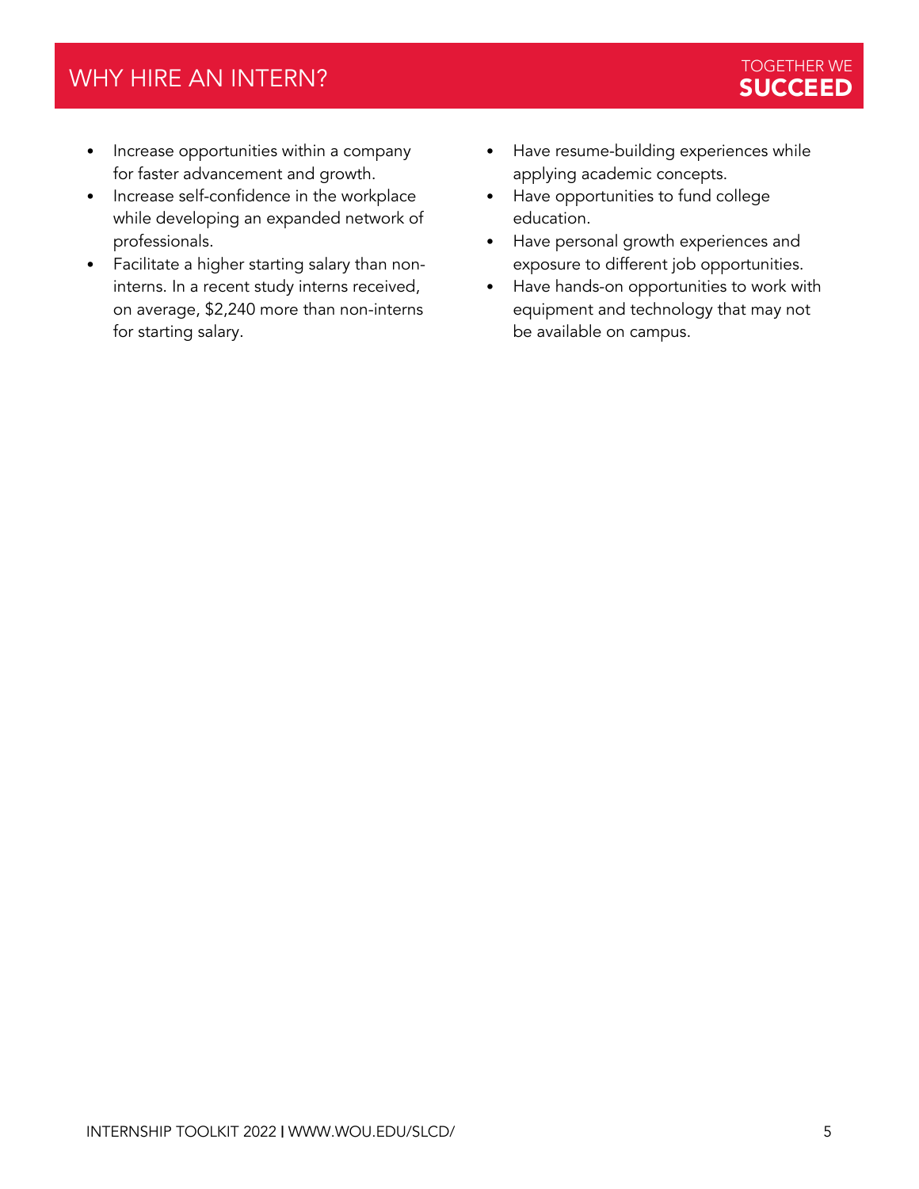## WHY HIRE AN INTERN?

TOGETHER WE **SUCCEED**

- Increase opportunities within a company for faster advancement and growth.
- Increase self-confidence in the workplace while developing an expanded network of professionals.
- Facilitate a higher starting salary than non-interns. In a recent study interns received, on average, $2,240 more than non-interns for starting salary.
- Have resume-building experiences while applying academic concepts.
- Have opportunities to fund college education.
- Have personal growth experiences and exposure to different job opportunities.
- Have hands-on opportunities to work with equipment and technology that may not be available on campus.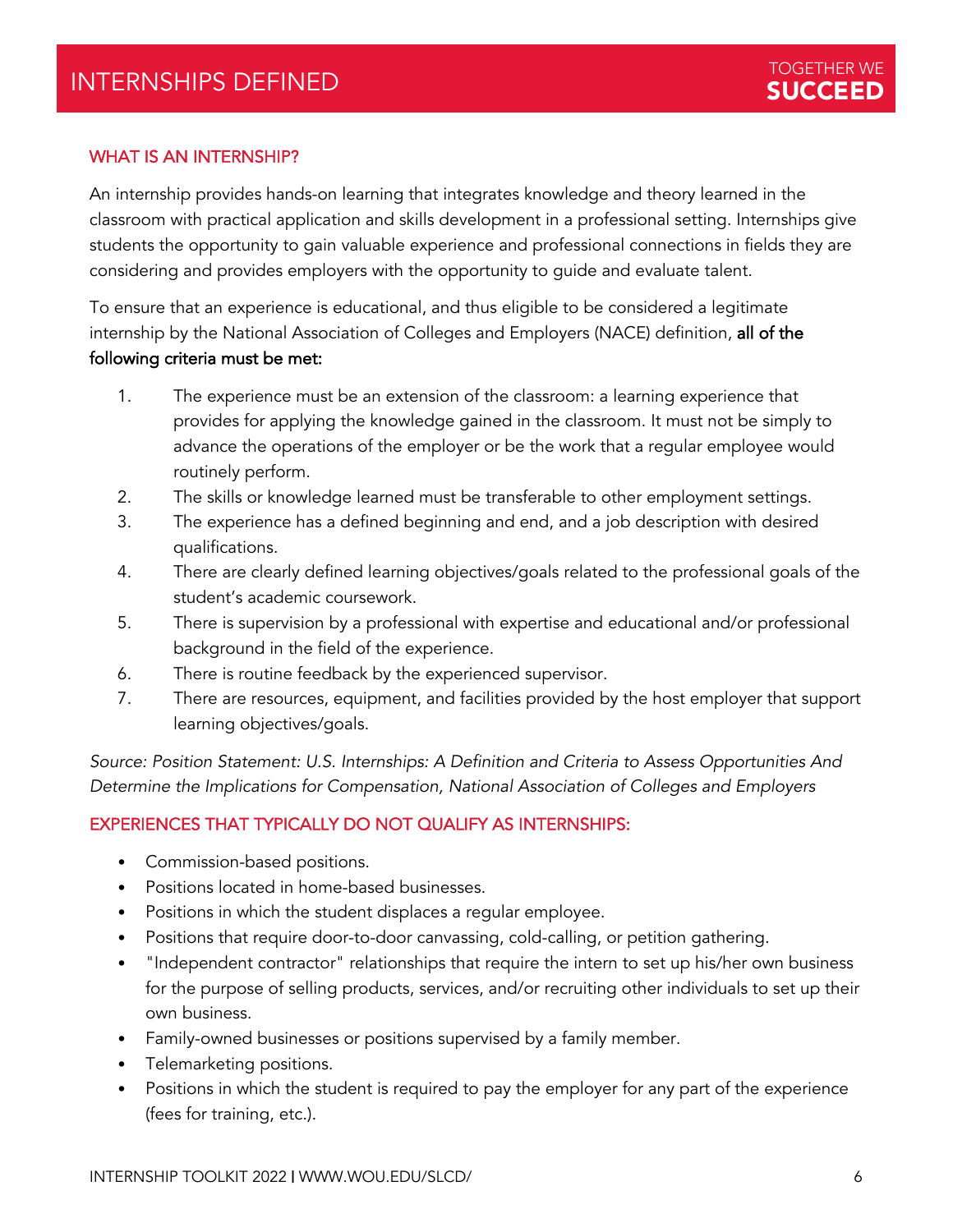# INTERNSHIPS DEFINED

TOGETHER WE **SUCCEED**

## WHAT IS AN INTERNSHIP?

An internship provides hands-on learning that integrates knowledge and theory learned in the classroom with practical application and skills development in a professional setting. Internships give students the opportunity to gain valuable experience and professional connections in fields they are considering and provides employers with the opportunity to guide and evaluate talent.

To ensure that an experience is educational, and thus eligible to be considered a legitimate internship by the National Association of Colleges and Employers (NACE) definition, **all of the following criteria must be met:**

1. The experience must be an extension of the classroom: a learning experience that provides for applying the knowledge gained in the classroom. It must not be simply to advance the operations of the employer or be the work that a regular employee would routinely perform.
2. The skills or knowledge learned must be transferable to other employment settings.
3. The experience has a defined beginning and end, and a job description with desired qualifications.
4. There are clearly defined learning objectives/goals related to the professional goals of the student's academic coursework.
5. There is supervision by a professional with expertise and educational and/or professional background in the field of the experience.
6. There is routine feedback by the experienced supervisor.
7. There are resources, equipment, and facilities provided by the host employer that support learning objectives/goals.

*Source: Position Statement: U.S. Internships: A Definition and Criteria to Assess Opportunities And Determine the Implications for Compensation, National Association of Colleges and Employers*

## EXPERIENCES THAT TYPICALLY DO NOT QUALIFY AS INTERNSHIPS:

- Commission-based positions.
- Positions located in home-based businesses.
- Positions in which the student displaces a regular employee.
- Positions that require door-to-door canvassing, cold-calling, or petition gathering.
- "Independent contractor" relationships that require the intern to set up his/her own business for the purpose of selling products, services, and/or recruiting other individuals to set up their own business.
- Family-owned businesses or positions supervised by a family member.
- Telemarketing positions.
- Positions in which the student is required to pay the employer for any part of the experience (fees for training, etc.).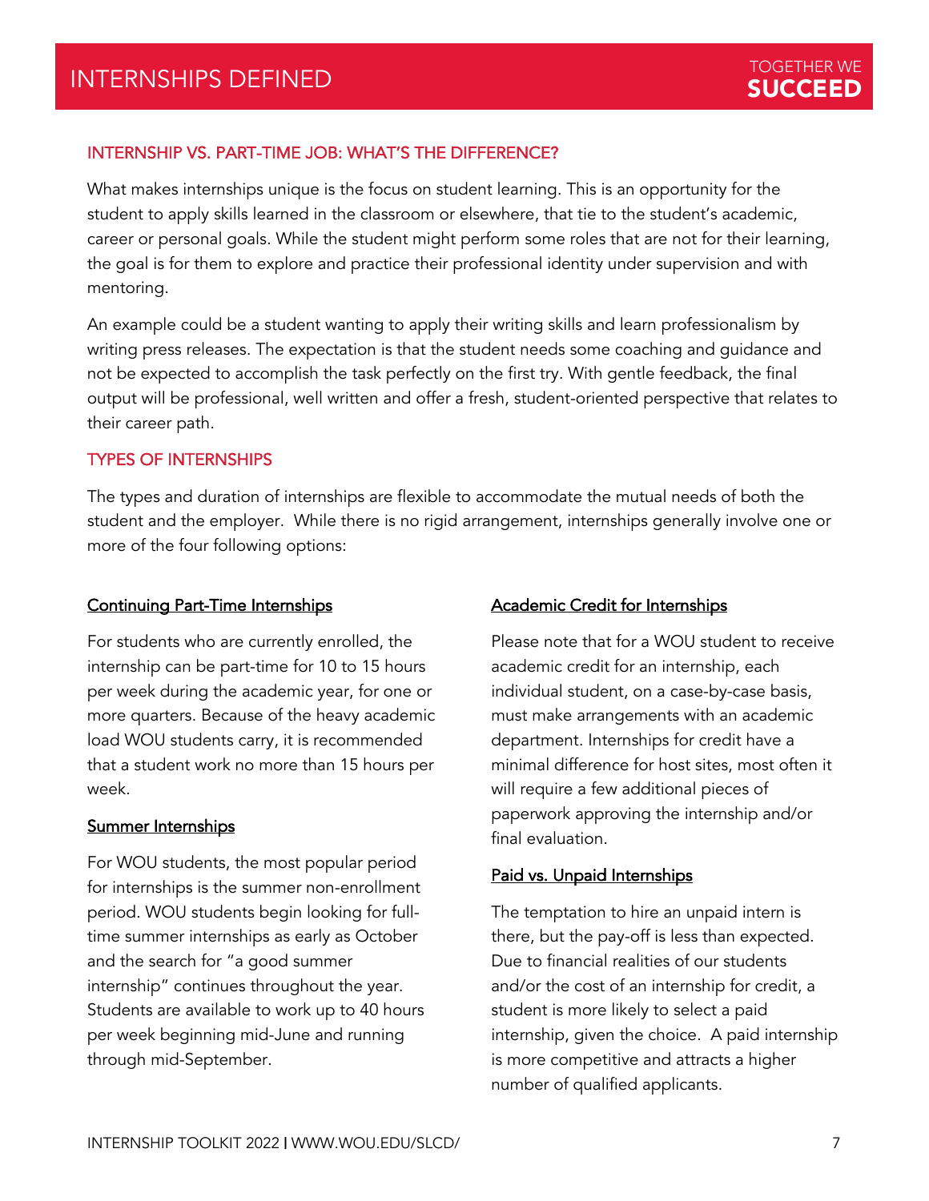# INTERNSHIPS DEFINED

## INTERNSHIP VS. PART-TIME JOB: WHAT'S THE DIFFERENCE?

What makes internships unique is the focus on student learning. This is an opportunity for the student to apply skills learned in the classroom or elsewhere, that tie to the student's academic, career or personal goals. While the student might perform some roles that are not for their learning, the goal is for them to explore and practice their professional identity under supervision and with mentoring.

An example could be a student wanting to apply their writing skills and learn professionalism by writing press releases. The expectation is that the student needs some coaching and guidance and not be expected to accomplish the task perfectly on the first try. With gentle feedback, the final output will be professional, well written and offer a fresh, student-oriented perspective that relates to their career path.

## TYPES OF INTERNSHIPS

The types and duration of internships are flexible to accommodate the mutual needs of both the student and the employer. While there is no rigid arrangement, internships generally involve one or more of the four following options:

### Continuing Part-Time Internships

For students who are currently enrolled, the internship can be part-time for 10 to 15 hours per week during the academic year, for one or more quarters. Because of the heavy academic load WOU students carry, it is recommended that a student work no more than 15 hours per week.

### Summer Internships

For WOU students, the most popular period for internships is the summer non-enrollment period. WOU students begin looking for full-time summer internships as early as October and the search for "a good summer internship" continues throughout the year. Students are available to work up to 40 hours per week beginning mid-June and running through mid-September.

### Academic Credit for Internships

Please note that for a WOU student to receive academic credit for an internship, each individual student, on a case-by-case basis, must make arrangements with an academic department. Internships for credit have a minimal difference for host sites, most often it will require a few additional pieces of paperwork approving the internship and/or final evaluation.

### Paid vs. Unpaid Internships

The temptation to hire an unpaid intern is there, but the pay-off is less than expected. Due to financial realities of our students and/or the cost of an internship for credit, a student is more likely to select a paid internship, given the choice. A paid internship is more competitive and attracts a higher number of qualified applicants.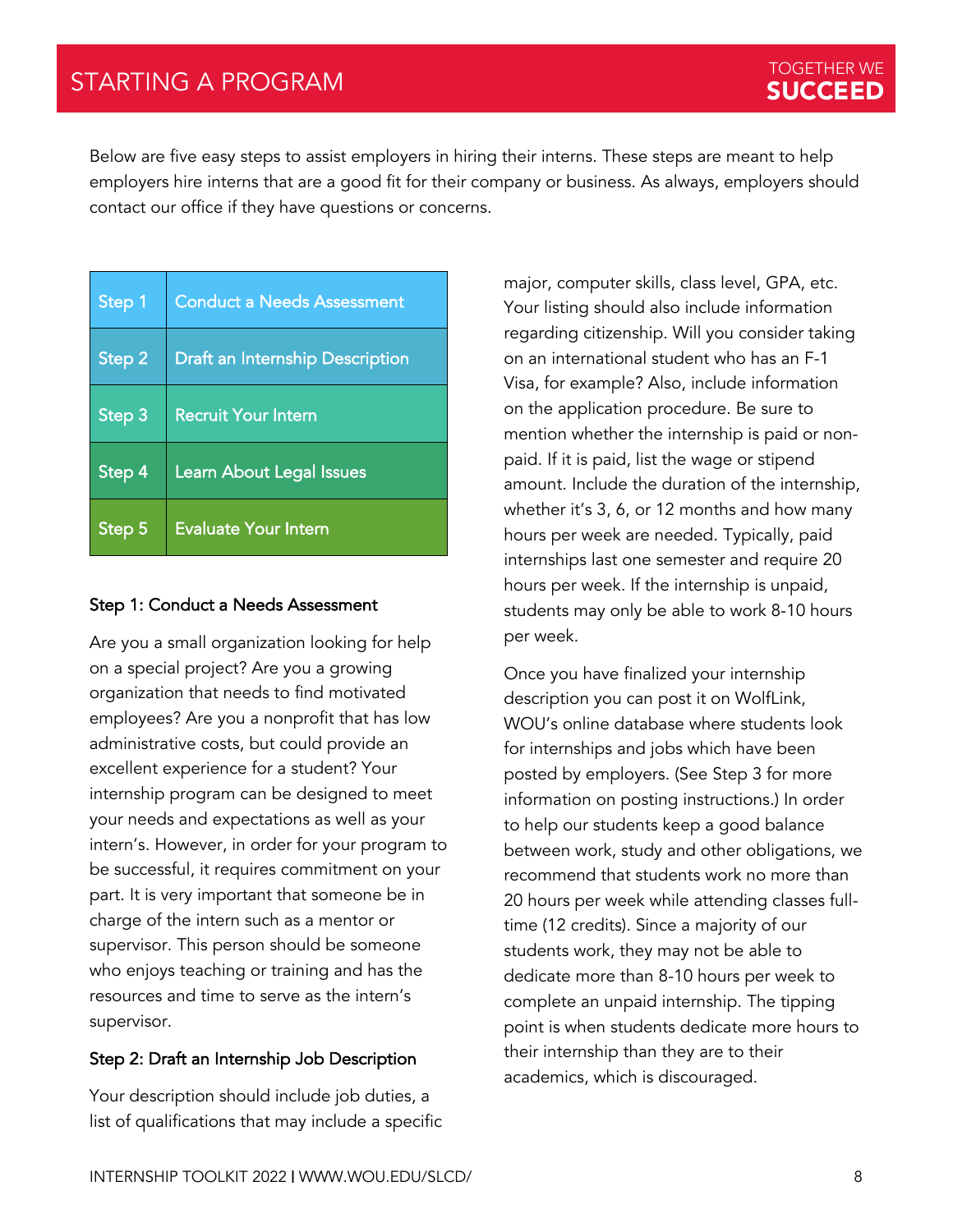# STARTING A PROGRAM

Below are five easy steps to assist employers in hiring their interns. These steps are meant to help employers hire interns that are a good fit for their company or business. As always, employers should contact our office if they have questions or concerns.

| Step | |
|---|---|
| Step 1 | Conduct a Needs Assessment |
| Step 2 | Draft an Internship Description |
| Step 3 | Recruit Your Intern |
| Step 4 | Learn About Legal Issues |
| Step 5 | Evaluate Your Intern |

### Step 1: Conduct a Needs Assessment

Are you a small organization looking for help on a special project? Are you a growing organization that needs to find motivated employees? Are you a nonprofit that has low administrative costs, but could provide an excellent experience for a student? Your internship program can be designed to meet your needs and expectations as well as your intern's. However, in order for your program to be successful, it requires commitment on your part. It is very important that someone be in charge of the intern such as a mentor or supervisor. This person should be someone who enjoys teaching or training and has the resources and time to serve as the intern's supervisor.

### Step 2: Draft an Internship Job Description

Your description should include job duties, a list of qualifications that may include a specific major, computer skills, class level, GPA, etc. Your listing should also include information regarding citizenship. Will you consider taking on an international student who has an F-1 Visa, for example? Also, include information on the application procedure. Be sure to mention whether the internship is paid or non-paid. If it is paid, list the wage or stipend amount. Include the duration of the internship, whether it's 3, 6, or 12 months and how many hours per week are needed. Typically, paid internships last one semester and require 20 hours per week. If the internship is unpaid, students may only be able to work 8-10 hours per week.

Once you have finalized your internship description you can post it on WolfLink, WOU's online database where students look for internships and jobs which have been posted by employers. (See Step 3 for more information on posting instructions.) In order to help our students keep a good balance between work, study and other obligations, we recommend that students work no more than 20 hours per week while attending classes full-time (12 credits). Since a majority of our students work, they may not be able to dedicate more than 8-10 hours per week to complete an unpaid internship. The tipping point is when students dedicate more hours to their internship than they are to their academics, which is discouraged.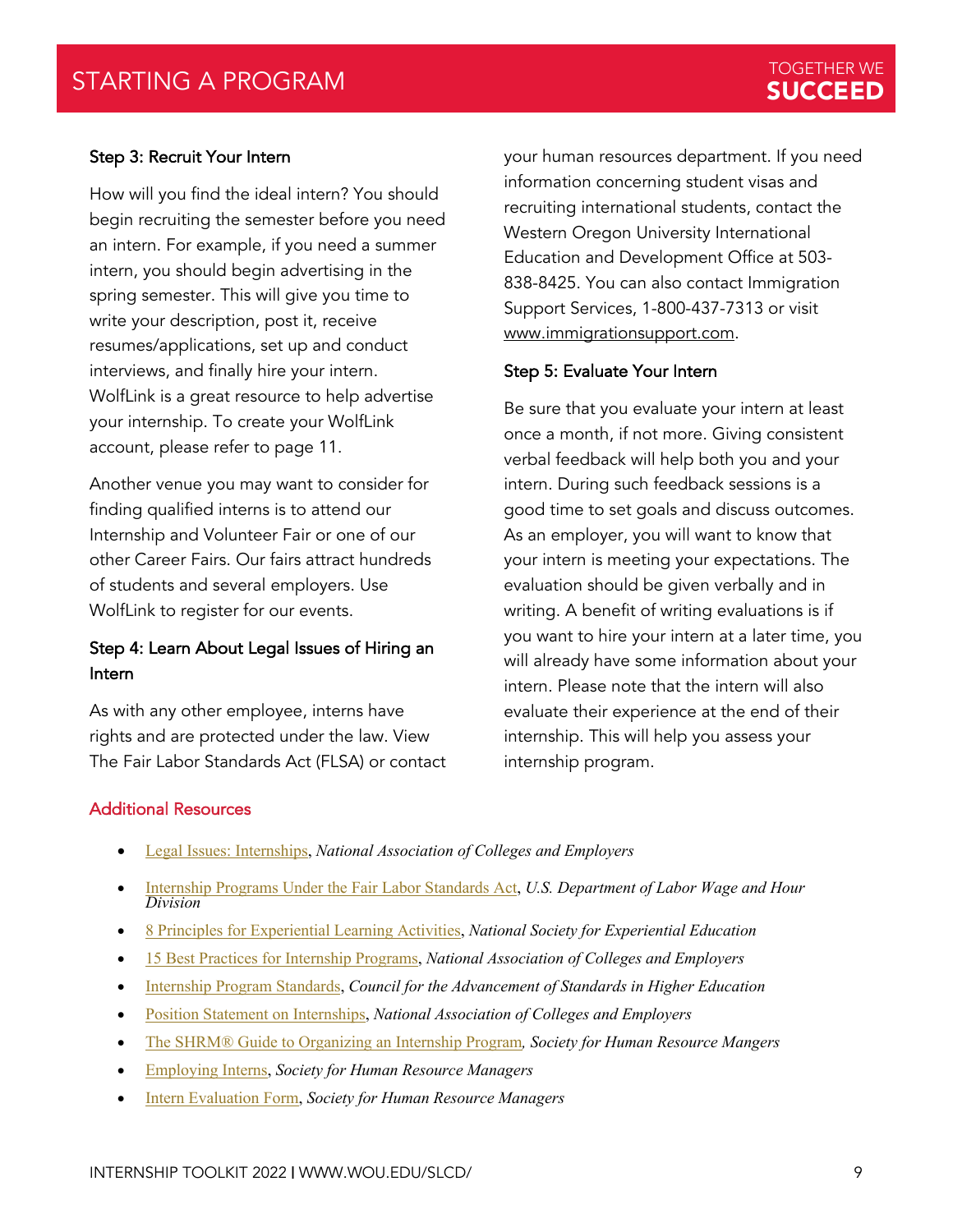# STARTING A PROGRAM

### Step 3: Recruit Your Intern

How will you find the ideal intern? You should begin recruiting the semester before you need an intern. For example, if you need a summer intern, you should begin advertising in the spring semester. This will give you time to write your description, post it, receive resumes/applications, set up and conduct interviews, and finally hire your intern. WolfLink is a great resource to help advertise your internship. To create your WolfLink account, please refer to page 11.

Another venue you may want to consider for finding qualified interns is to attend our Internship and Volunteer Fair or one of our other Career Fairs. Our fairs attract hundreds of students and several employers. Use WolfLink to register for our events.

### Step 4: Learn About Legal Issues of Hiring an Intern

As with any other employee, interns have rights and are protected under the law. View The Fair Labor Standards Act (FLSA) or contact your human resources department. If you need information concerning student visas and recruiting international students, contact the Western Oregon University International Education and Development Office at 503-838-8425. You can also contact Immigration Support Services, 1-800-437-7313 or visit www.immigrationsupport.com.

### Step 5: Evaluate Your Intern

Be sure that you evaluate your intern at least once a month, if not more. Giving consistent verbal feedback will help both you and your intern. During such feedback sessions is a good time to set goals and discuss outcomes. As an employer, you will want to know that your intern is meeting your expectations. The evaluation should be given verbally and in writing. A benefit of writing evaluations is if you want to hire your intern at a later time, you will already have some information about your intern. Please note that the intern will also evaluate their experience at the end of their internship. This will help you assess your internship program.

## Additional Resources

- Legal Issues: Internships, *National Association of Colleges and Employers*
- Internship Programs Under the Fair Labor Standards Act, *U.S. Department of Labor Wage and Hour Division*
- 8 Principles for Experiential Learning Activities, *National Society for Experiential Education*
- 15 Best Practices for Internship Programs, *National Association of Colleges and Employers*
- Internship Program Standards, *Council for the Advancement of Standards in Higher Education*
- Position Statement on Internships, *National Association of Colleges and Employers*
- The SHRM® Guide to Organizing an Internship Program*, Society for Human Resource Mangers*
- Employing Interns, *Society for Human Resource Managers*
- Intern Evaluation Form, *Society for Human Resource Managers*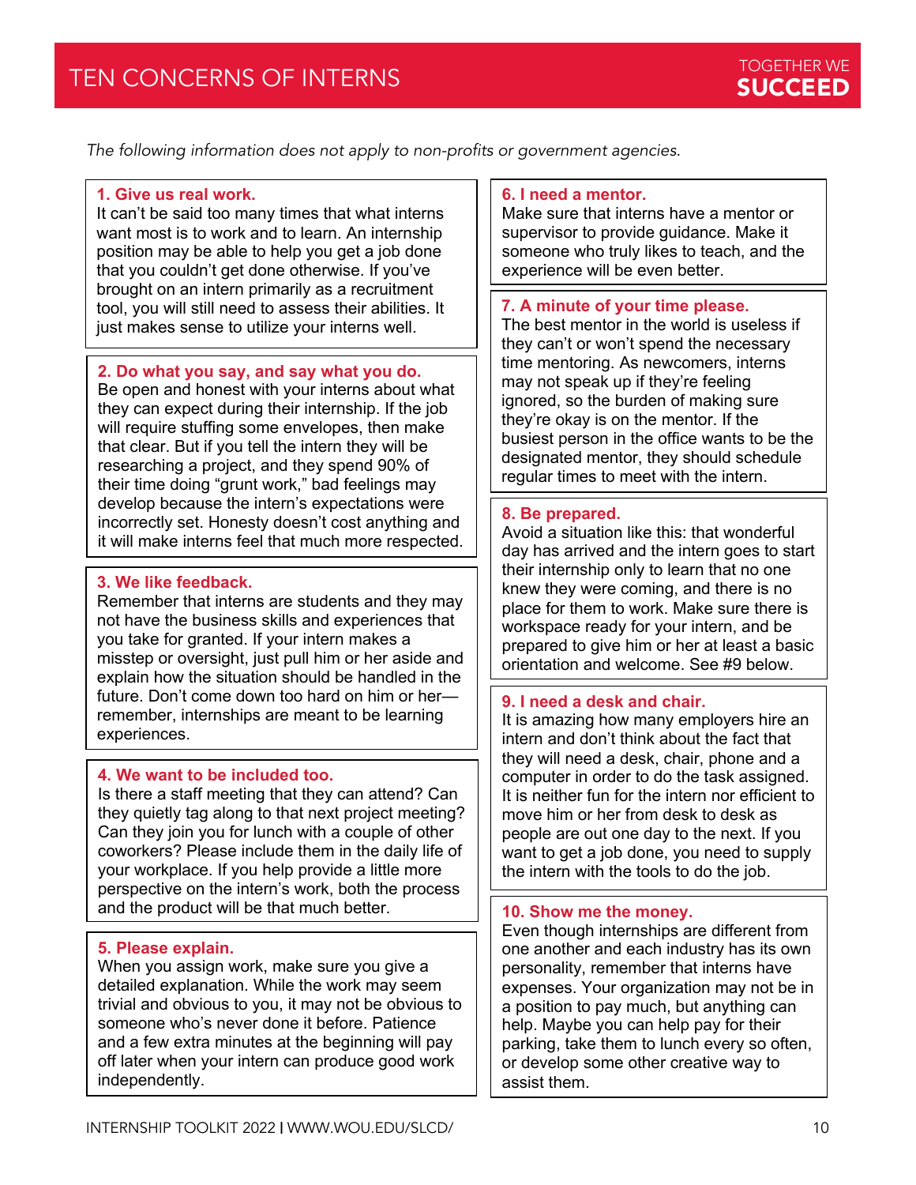# TEN CONCERNS OF INTERNS

*The following information does not apply to non-profits or government agencies.*

### 1. Give us real work.

It can't be said too many times that what interns want most is to work and to learn. An internship position may be able to help you get a job done that you couldn't get done otherwise. If you've brought on an intern primarily as a recruitment tool, you will still need to assess their abilities. It just makes sense to utilize your interns well.

### 2. Do what you say, and say what you do.

Be open and honest with your interns about what they can expect during their internship. If the job will require stuffing some envelopes, then make that clear. But if you tell the intern they will be researching a project, and they spend 90% of their time doing "grunt work," bad feelings may develop because the intern's expectations were incorrectly set. Honesty doesn't cost anything and it will make interns feel that much more respected.

### 3. We like feedback.

Remember that interns are students and they may not have the business skills and experiences that you take for granted. If your intern makes a misstep or oversight, just pull him or her aside and explain how the situation should be handled in the future. Don't come down too hard on him or her—remember, internships are meant to be learning experiences.

### 4. We want to be included too.

Is there a staff meeting that they can attend? Can they quietly tag along to that next project meeting? Can they join you for lunch with a couple of other coworkers? Please include them in the daily life of your workplace. If you help provide a little more perspective on the intern's work, both the process and the product will be that much better.

### 5. Please explain.

When you assign work, make sure you give a detailed explanation. While the work may seem trivial and obvious to you, it may not be obvious to someone who's never done it before. Patience and a few extra minutes at the beginning will pay off later when your intern can produce good work independently.

### 6. I need a mentor.

Make sure that interns have a mentor or supervisor to provide guidance. Make it someone who truly likes to teach, and the experience will be even better.

### 7. A minute of your time please.

The best mentor in the world is useless if they can't or won't spend the necessary time mentoring. As newcomers, interns may not speak up if they're feeling ignored, so the burden of making sure they're okay is on the mentor. If the busiest person in the office wants to be the designated mentor, they should schedule regular times to meet with the intern.

### 8. Be prepared.

Avoid a situation like this: that wonderful day has arrived and the intern goes to start their internship only to learn that no one knew they were coming, and there is no place for them to work. Make sure there is workspace ready for your intern, and be prepared to give him or her at least a basic orientation and welcome. See #9 below.

### 9. I need a desk and chair.

It is amazing how many employers hire an intern and don't think about the fact that they will need a desk, chair, phone and a computer in order to do the task assigned. It is neither fun for the intern nor efficient to move him or her from desk to desk as people are out one day to the next. If you want to get a job done, you need to supply the intern with the tools to do the job.

### 10. Show me the money.

Even though internships are different from one another and each industry has its own personality, remember that interns have expenses. Your organization may not be in a position to pay much, but anything can help. Maybe you can help pay for their parking, take them to lunch every so often, or develop some other creative way to assist them.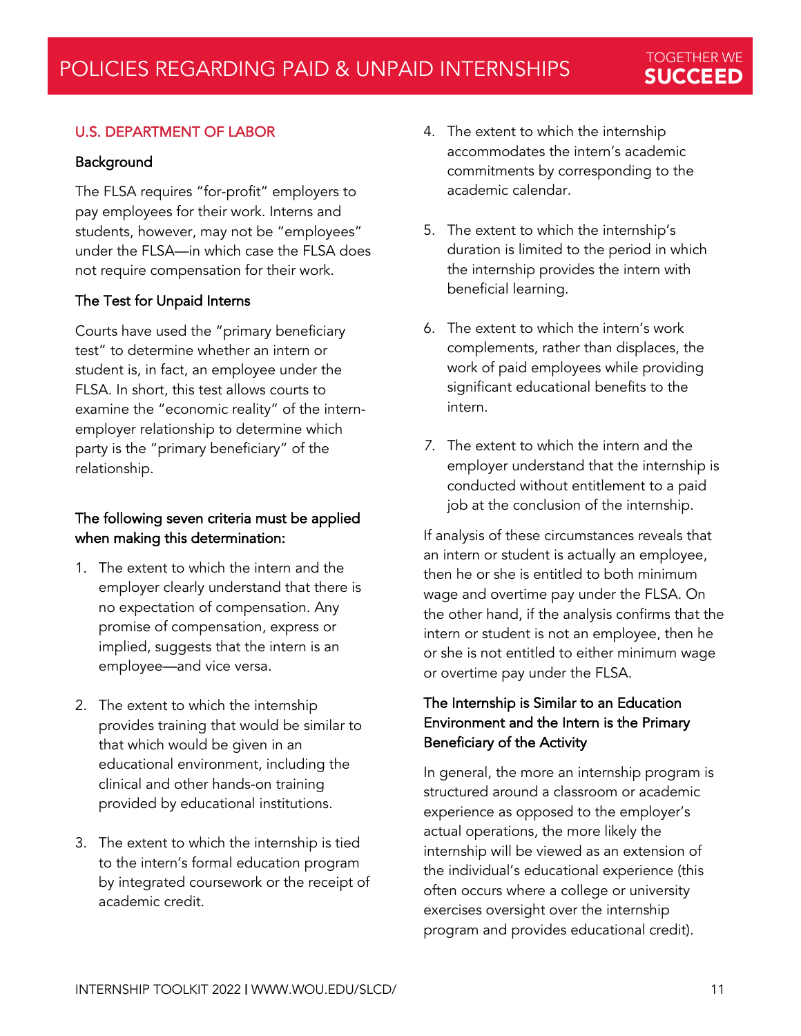# POLICIES REGARDING PAID & UNPAID INTERNSHIPS

## U.S. DEPARTMENT OF LABOR

### Background

The FLSA requires "for-profit" employers to pay employees for their work. Interns and students, however, may not be "employees" under the FLSA—in which case the FLSA does not require compensation for their work.

### The Test for Unpaid Interns

Courts have used the "primary beneficiary test" to determine whether an intern or student is, in fact, an employee under the FLSA. In short, this test allows courts to examine the "economic reality" of the intern-employer relationship to determine which party is the "primary beneficiary" of the relationship.

### The following seven criteria must be applied when making this determination:

1. The extent to which the intern and the employer clearly understand that there is no expectation of compensation. Any promise of compensation, express or implied, suggests that the intern is an employee—and vice versa.
2. The extent to which the internship provides training that would be similar to that which would be given in an educational environment, including the clinical and other hands-on training provided by educational institutions.
3. The extent to which the internship is tied to the intern's formal education program by integrated coursework or the receipt of academic credit.
4. The extent to which the internship accommodates the intern's academic commitments by corresponding to the academic calendar.
5. The extent to which the internship's duration is limited to the period in which the internship provides the intern with beneficial learning.
6. The extent to which the intern's work complements, rather than displaces, the work of paid employees while providing significant educational benefits to the intern.
7. The extent to which the intern and the employer understand that the internship is conducted without entitlement to a paid job at the conclusion of the internship.

If analysis of these circumstances reveals that an intern or student is actually an employee, then he or she is entitled to both minimum wage and overtime pay under the FLSA. On the other hand, if the analysis confirms that the intern or student is not an employee, then he or she is not entitled to either minimum wage or overtime pay under the FLSA.

### The Internship is Similar to an Education Environment and the Intern is the Primary Beneficiary of the Activity

In general, the more an internship program is structured around a classroom or academic experience as opposed to the employer's actual operations, the more likely the internship will be viewed as an extension of the individual's educational experience (this often occurs where a college or university exercises oversight over the internship program and provides educational credit).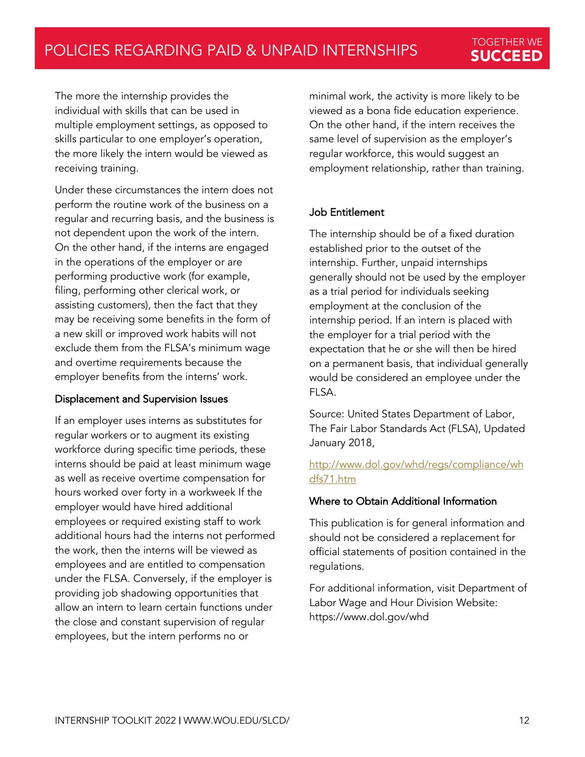The more the internship provides the individual with skills that can be used in multiple employment settings, as opposed to skills particular to one employer's operation, the more likely the intern would be viewed as receiving training.

Under these circumstances the intern does not perform the routine work of the business on a regular and recurring basis, and the business is not dependent upon the work of the intern. On the other hand, if the interns are engaged in the operations of the employer or are performing productive work (for example, filing, performing other clerical work, or assisting customers), then the fact that they may be receiving some benefits in the form of a new skill or improved work habits will not exclude them from the FLSA's minimum wage and overtime requirements because the employer benefits from the interns' work.

### Displacement and Supervision Issues

If an employer uses interns as substitutes for regular workers or to augment its existing workforce during specific time periods, these interns should be paid at least minimum wage as well as receive overtime compensation for hours worked over forty in a workweek If the employer would have hired additional employees or required existing staff to work additional hours had the interns not performed the work, then the interns will be viewed as employees and are entitled to compensation under the FLSA. Conversely, if the employer is providing job shadowing opportunities that allow an intern to learn certain functions under the close and constant supervision of regular employees, but the intern performs no or minimal work, the activity is more likely to be viewed as a bona fide education experience. On the other hand, if the intern receives the same level of supervision as the employer's regular workforce, this would suggest an employment relationship, rather than training.

### Job Entitlement

The internship should be of a fixed duration established prior to the outset of the internship. Further, unpaid internships generally should not be used by the employer as a trial period for individuals seeking employment at the conclusion of the internship period. If an intern is placed with the employer for a trial period with the expectation that he or she will then be hired on a permanent basis, that individual generally would be considered an employee under the FLSA.

Source: United States Department of Labor, The Fair Labor Standards Act (FLSA), Updated January 2018,

http://www.dol.gov/whd/regs/compliance/whdfs71.htm

### Where to Obtain Additional Information

This publication is for general information and should not be considered a replacement for official statements of position contained in the regulations.

For additional information, visit Department of Labor Wage and Hour Division Website: https://www.dol.gov/whd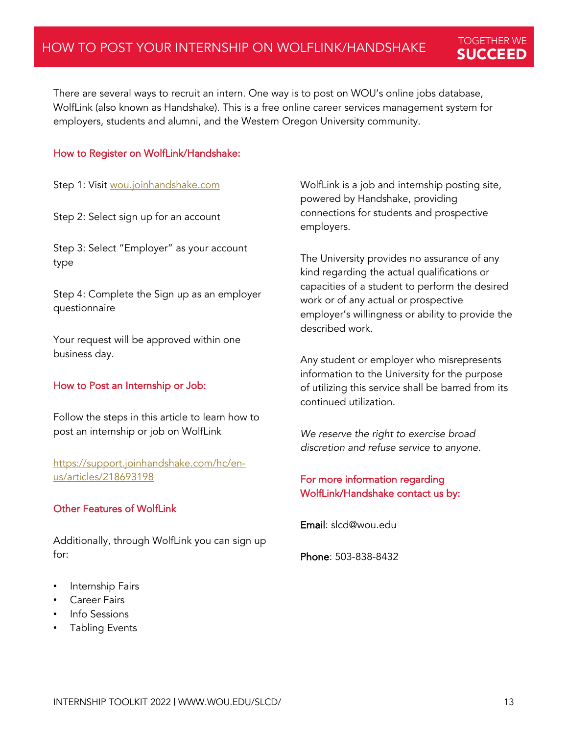# HOW TO POST YOUR INTERNSHIP ON WOLFLINK/HANDSHAKE

TOGETHER WE **SUCCEED**

There are several ways to recruit an intern. One way is to post on WOU's online jobs database, WolfLink (also known as Handshake). This is a free online career services management system for employers, students and alumni, and the Western Oregon University community.

## How to Register on WolfLink/Handshake:

Step 1: Visit [wou.joinhandshake.com](wou.joinhandshake.com)

Step 2: Select sign up for an account

Step 3: Select "Employer" as your account type

Step 4: Complete the Sign up as an employer questionnaire

Your request will be approved within one business day.

## How to Post an Internship or Job:

Follow the steps in this article to learn how to post an internship or job on WolfLink

[https://support.joinhandshake.com/hc/en-us/articles/218693198](https://support.joinhandshake.com/hc/en-us/articles/218693198)

## Other Features of WolfLink

Additionally, through WolfLink you can sign up for:

- Internship Fairs
- Career Fairs
- Info Sessions
- Tabling Events

WolfLink is a job and internship posting site, powered by Handshake, providing connections for students and prospective employers.

The University provides no assurance of any kind regarding the actual qualifications or capacities of a student to perform the desired work or of any actual or prospective employer's willingness or ability to provide the described work.

Any student or employer who misrepresents information to the University for the purpose of utilizing this service shall be barred from its continued utilization.

*We reserve the right to exercise broad discretion and refuse service to anyone.*

## For more information regarding WolfLink/Handshake contact us by:

**Email**: slcd@wou.edu

**Phone**: 503-838-8432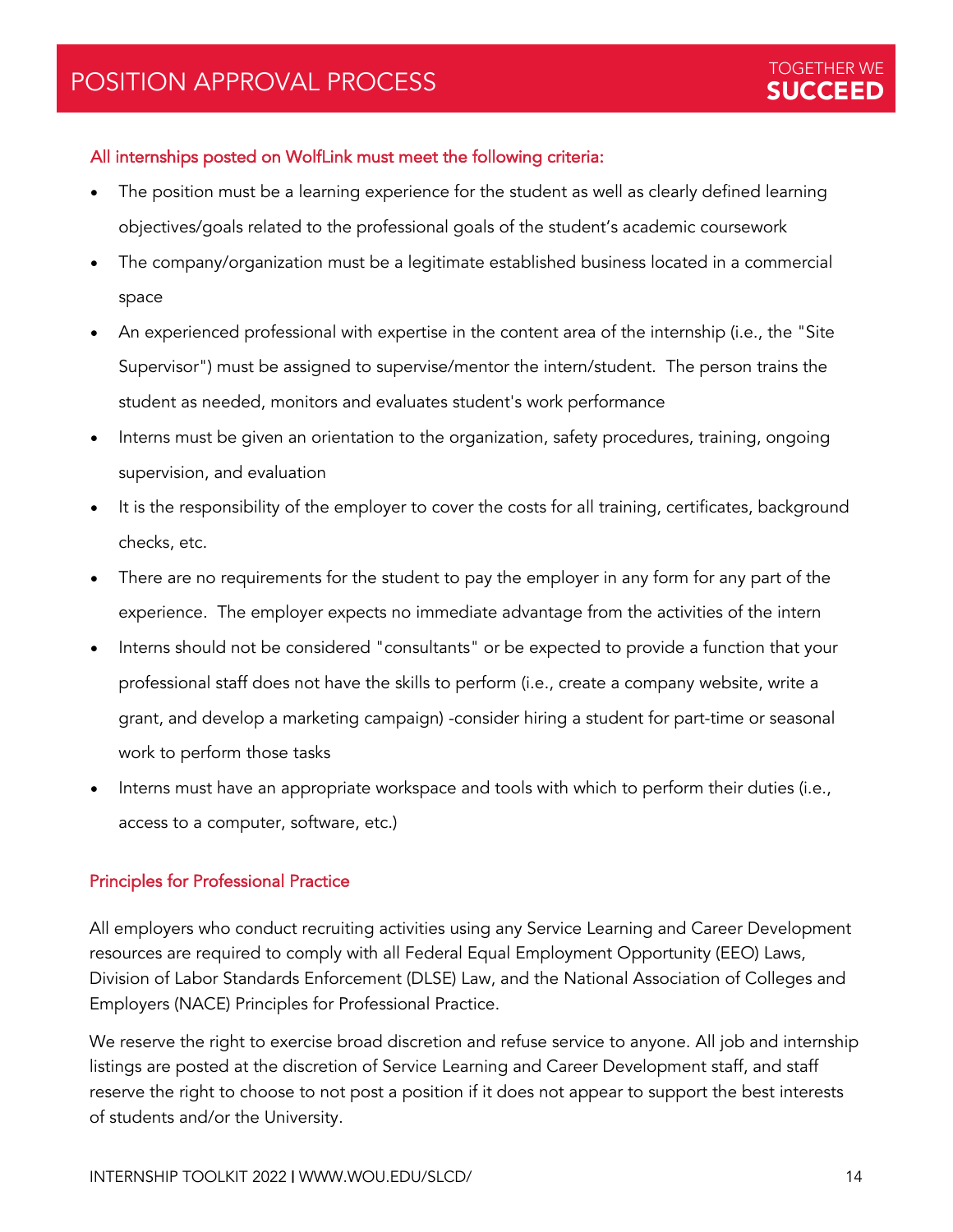# POSITION APPROVAL PROCESS

TOGETHER WE **SUCCEED**

## All internships posted on WolfLink must meet the following criteria:

- The position must be a learning experience for the student as well as clearly defined learning objectives/goals related to the professional goals of the student's academic coursework
- The company/organization must be a legitimate established business located in a commercial space
- An experienced professional with expertise in the content area of the internship (i.e., the "Site Supervisor") must be assigned to supervise/mentor the intern/student. The person trains the student as needed, monitors and evaluates student's work performance
- Interns must be given an orientation to the organization, safety procedures, training, ongoing supervision, and evaluation
- It is the responsibility of the employer to cover the costs for all training, certificates, background checks, etc.
- There are no requirements for the student to pay the employer in any form for any part of the experience. The employer expects no immediate advantage from the activities of the intern
- Interns should not be considered "consultants" or be expected to provide a function that your professional staff does not have the skills to perform (i.e., create a company website, write a grant, and develop a marketing campaign) -consider hiring a student for part-time or seasonal work to perform those tasks
- Interns must have an appropriate workspace and tools with which to perform their duties (i.e., access to a computer, software, etc.)

## Principles for Professional Practice

All employers who conduct recruiting activities using any Service Learning and Career Development resources are required to comply with all Federal Equal Employment Opportunity (EEO) Laws, Division of Labor Standards Enforcement (DLSE) Law, and the National Association of Colleges and Employers (NACE) Principles for Professional Practice.

We reserve the right to exercise broad discretion and refuse service to anyone. All job and internship listings are posted at the discretion of Service Learning and Career Development staff, and staff reserve the right to choose to not post a position if it does not appear to support the best interests of students and/or the University.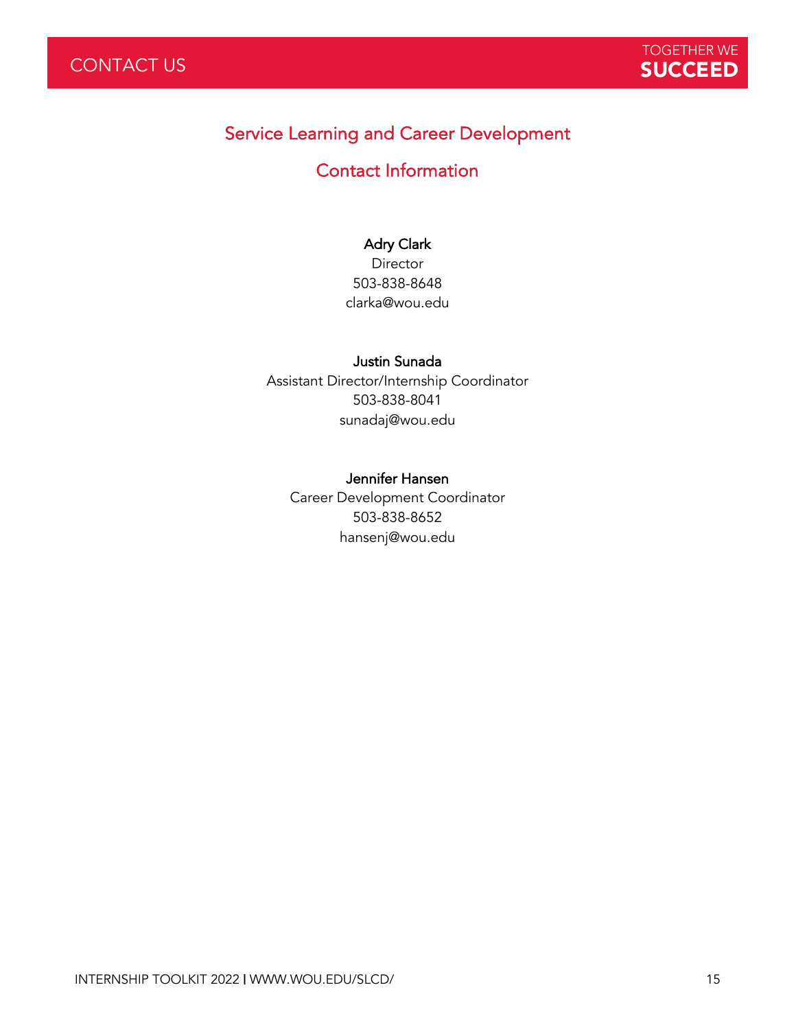# CONTACT US

TOGETHER WE **SUCCEED**

## Service Learning and Career Development

## Contact Information

**Adry Clark**
Director
503-838-8648
clarka@wou.edu

**Justin Sunada**
Assistant Director/Internship Coordinator
503-838-8041
sunadaj@wou.edu

**Jennifer Hansen**
Career Development Coordinator
503-838-8652
hansenj@wou.edu